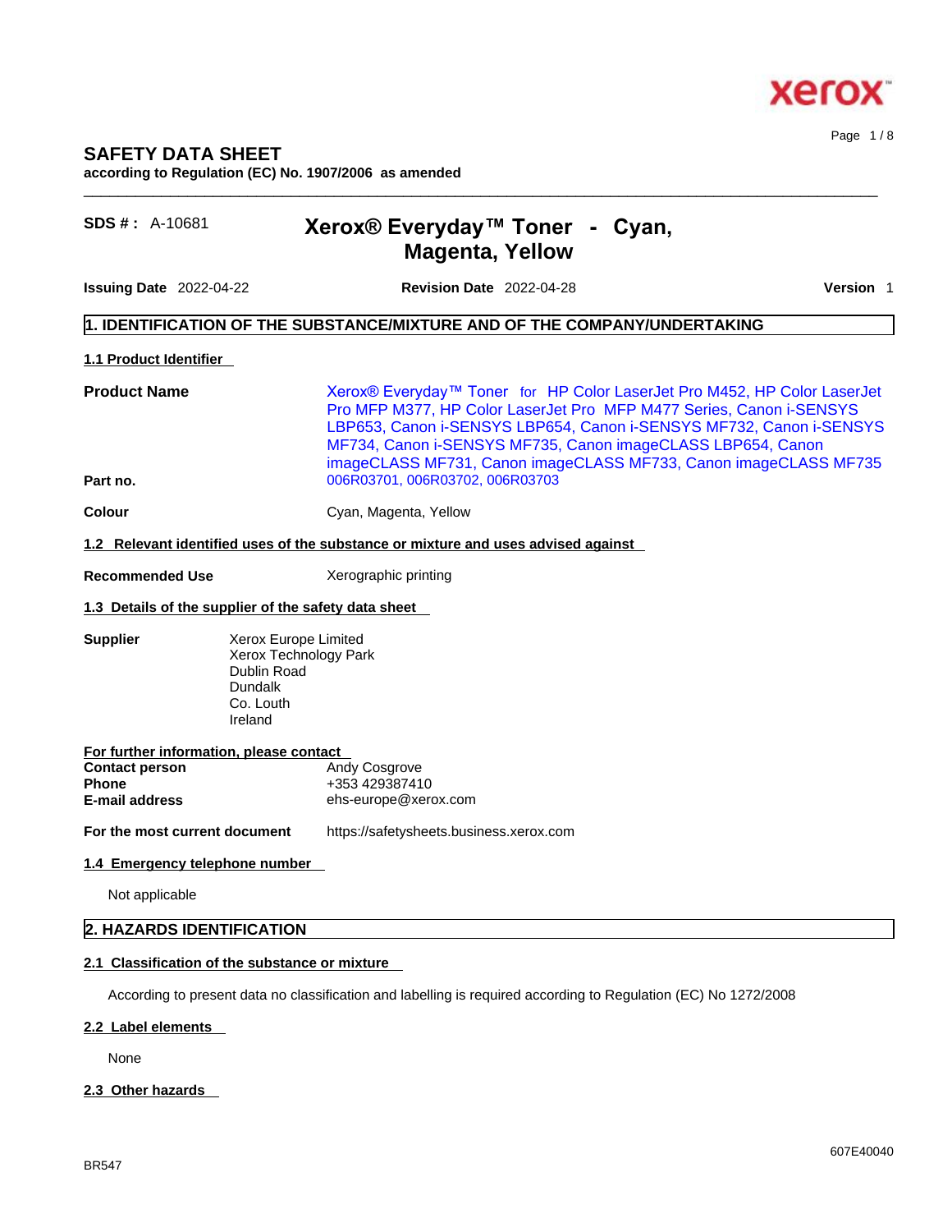# SAFETY DATA SHEET

**according to Regulation (EC) No. 1907/2006 as amended**

**SDS # :** A-10681

## Xerox® Everyday™ Toner - Cyan, Magenta, Yellow

**Issuing Date** 2022-04-22 **Revision Date** 2022-04-28 **Version** 1

## 1. IDENTIFICATION OF THE SUBSTANCE/MIXTURE AND OF THE COMPANY/UNDERTAKING

### 1.1 Product Identifier

**Product Name** Xerox® Everyday™ Toner for HP Color LaserJet Pro M452, HP Color LaserJet Pro MFP M377, HP Color LaserJet Pro MFP M477 Series, Canon i-SENSYS LBP653, Canon i-SENSYS LBP654, Canon i-SENSYS MF732, Canon i-SENSYS MF734, Canon i-SENSYS MF735, Canon imageCLASS LBP654, Canon imageCLASS MF731, Canon imageCLASS MF733, Canon imageCLASS MF735

**Part no.** 006R03701, 006R03702, 006R03703

**Colour** Cyan, Magenta, Yellow

### 1.2 Relevant identified uses of the substance or mixture and uses advised against

**Recommended Use** Xerographic printing

### 1.3 Details of the supplier of the safety data sheet

**Supplier**
Xerox Europe Limited
Xerox Technology Park
Dublin Road
Dundalk
Co. Louth
Ireland

**For further information, please contact**

**Contact person** Andy Cosgrove
**Phone** +353 429387410
**E-mail address** ehs-europe@xerox.com

**For the most current document** https://safetysheets.business.xerox.com

### 1.4 Emergency telephone number

Not applicable

## 2. HAZARDS IDENTIFICATION

### 2.1 Classification of the substance or mixture

According to present data no classification and labelling is required according to Regulation (EC) No 1272/2008

### 2.2 Label elements

None

### 2.3 Other hazards

BR547

607E40040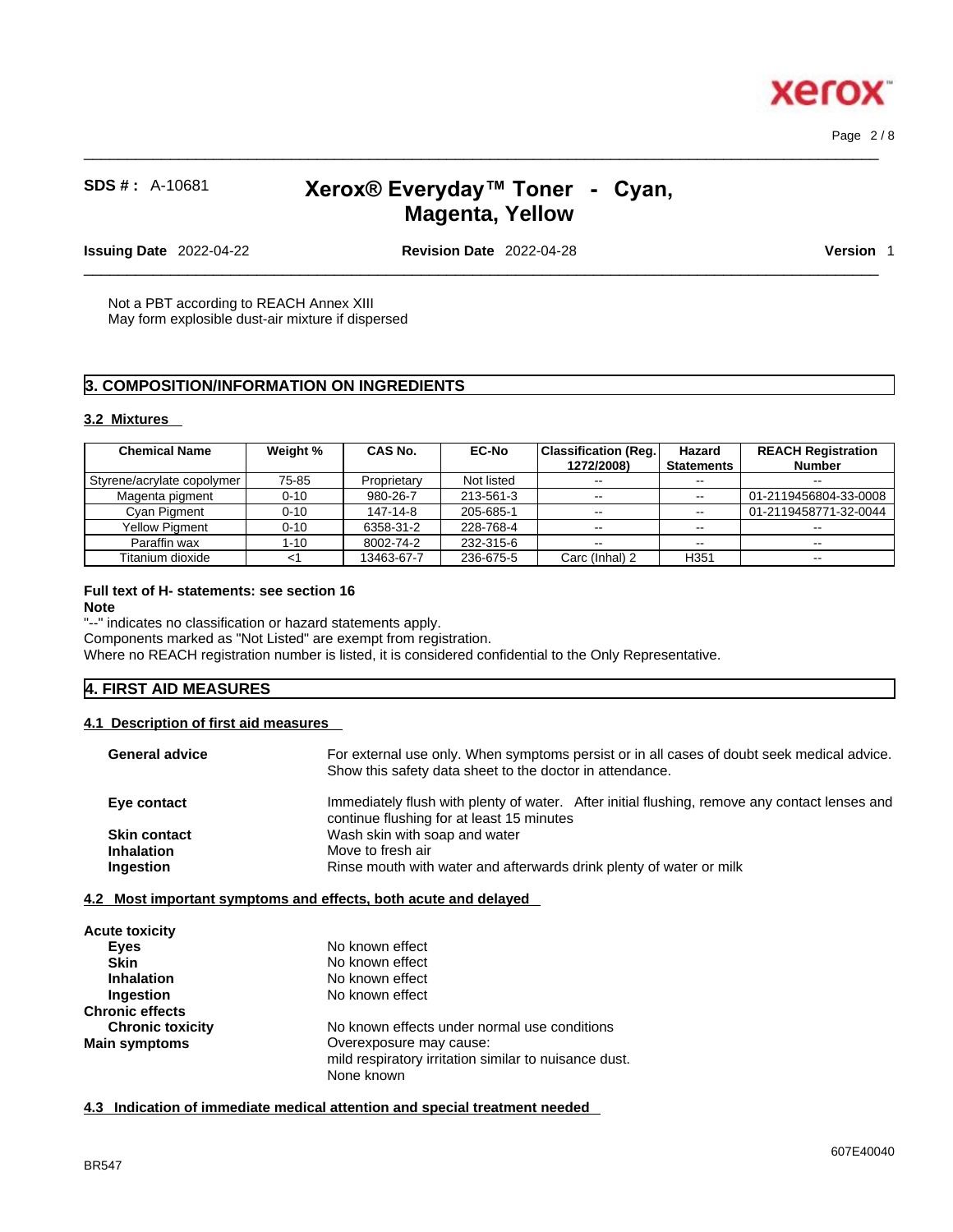Not a PBT according to REACH Annex XIII
May form explosible dust-air mixture if dispersed

## 3. COMPOSITION/INFORMATION ON INGREDIENTS

### 3.2 Mixtures

| Chemical Name | Weight % | CAS No. | EC-No | Classification (Reg. 1272/2008) | Hazard Statements | REACH Registration Number |
|---|---|---|---|---|---|---|
| Styrene/acrylate copolymer | 75-85 | Proprietary | Not listed | -- | -- | -- |
| Magenta pigment | 0-10 | 980-26-7 | 213-561-3 | -- | -- | 01-2119456804-33-0008 |
| Cyan Pigment | 0-10 | 147-14-8 | 205-685-1 | -- | -- | 01-2119458771-32-0044 |
| Yellow Pigment | 0-10 | 6358-31-2 | 228-768-4 | -- | -- | -- |
| Paraffin wax | 1-10 | 8002-74-2 | 232-315-6 | -- | -- | -- |
| Titanium dioxide | <1 | 13463-67-7 | 236-675-5 | Carc (Inhal) 2 | H351 | -- |

**Full text of H- statements: see section 16**

**Note**

"--" indicates no classification or hazard statements apply.
Components marked as "Not Listed" are exempt from registration.
Where no REACH registration number is listed, it is considered confidential to the Only Representative.

## 4. FIRST AID MEASURES

### 4.1 Description of first aid measures

**General advice** For external use only. When symptoms persist or in all cases of doubt seek medical advice. Show this safety data sheet to the doctor in attendance.

**Eye contact** Immediately flush with plenty of water. After initial flushing, remove any contact lenses and continue flushing for at least 15 minutes

**Skin contact** Wash skin with soap and water

**Inhalation** Move to fresh air

**Ingestion** Rinse mouth with water and afterwards drink plenty of water or milk

### 4.2 Most important symptoms and effects, both acute and delayed

**Acute toxicity**

- **Eyes** No known effect
- **Skin** No known effect
- **Inhalation** No known effect
- **Ingestion** No known effect

**Chronic effects**

- **Chronic toxicity** No known effects under normal use conditions

**Main symptoms** Overexposure may cause:
mild respiratory irritation similar to nuisance dust.
None known

### 4.3 Indication of immediate medical attention and special treatment needed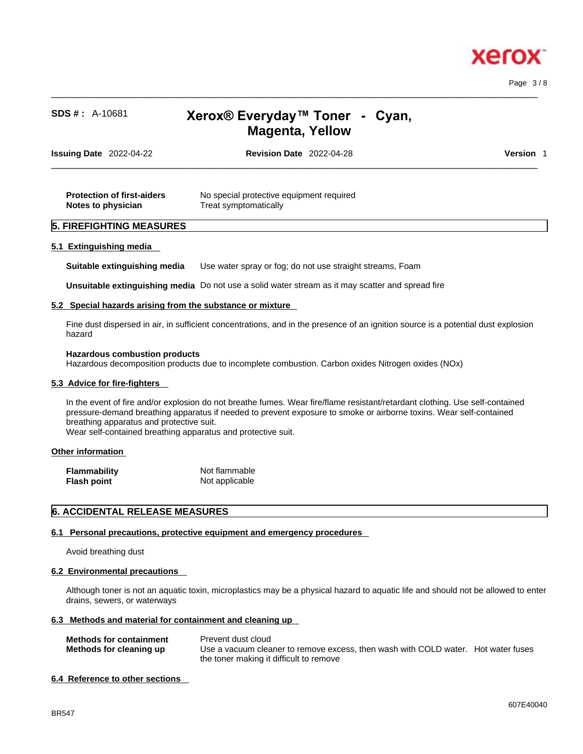| | |
|---|---|
| **Protection of first-aiders** | No special protective equipment required |
| **Notes to physician** | Treat symptomatically |

## 5. FIREFIGHTING MEASURES

### 5.1 Extinguishing media

**Suitable extinguishing media** Use water spray or fog; do not use straight streams, Foam

**Unsuitable extinguishing media** Do not use a solid water stream as it may scatter and spread fire

### 5.2 Special hazards arising from the substance or mixture

Fine dust dispersed in air, in sufficient concentrations, and in the presence of an ignition source is a potential dust explosion hazard

**Hazardous combustion products**
Hazardous decomposition products due to incomplete combustion. Carbon oxides Nitrogen oxides (NOx)

### 5.3 Advice for fire-fighters

In the event of fire and/or explosion do not breathe fumes. Wear fire/flame resistant/retardant clothing. Use self-contained pressure-demand breathing apparatus if needed to prevent exposure to smoke or airborne toxins. Wear self-contained breathing apparatus and protective suit.
Wear self-contained breathing apparatus and protective suit.

### Other information

| | |
|---|---|
| **Flammability** | Not flammable |
| **Flash point** | Not applicable |

## 6. ACCIDENTAL RELEASE MEASURES

### 6.1 Personal precautions, protective equipment and emergency procedures

Avoid breathing dust

### 6.2 Environmental precautions

Although toner is not an aquatic toxin, microplastics may be a physical hazard to aquatic life and should not be allowed to enter drains, sewers, or waterways

### 6.3 Methods and material for containment and cleaning up

| | |
|---|---|
| **Methods for containment** | Prevent dust cloud |
| **Methods for cleaning up** | Use a vacuum cleaner to remove excess, then wash with COLD water. Hot water fuses the toner making it difficult to remove |

### 6.4 Reference to other sections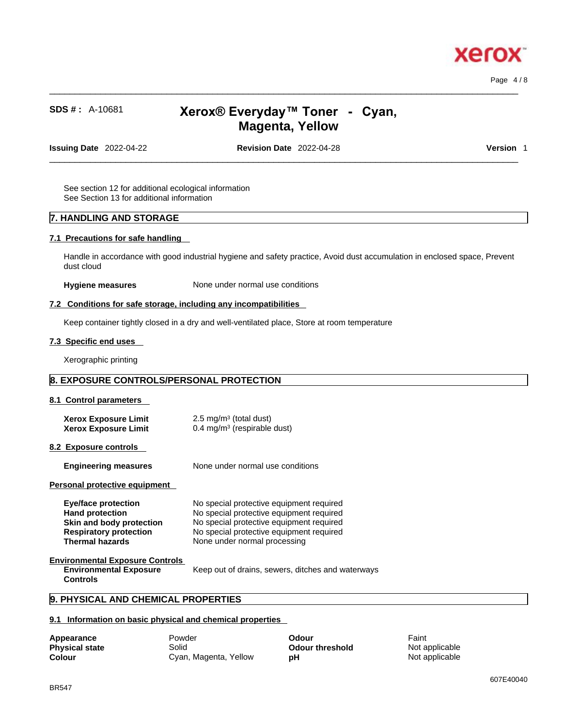See section 12 for additional ecological information
See Section 13 for additional information

## 7. HANDLING AND STORAGE

### 7.1 Precautions for safe handling

Handle in accordance with good industrial hygiene and safety practice, Avoid dust accumulation in enclosed space, Prevent dust cloud

**Hygiene measures** None under normal use conditions

### 7.2 Conditions for safe storage, including any incompatibilities

Keep container tightly closed in a dry and well-ventilated place, Store at room temperature

### 7.3 Specific end uses

Xerographic printing

## 8. EXPOSURE CONTROLS/PERSONAL PROTECTION

### 8.1 Control parameters

| | |
|---|---|
| **Xerox Exposure Limit** | 2.5 mg/m³ (total dust) |
| **Xerox Exposure Limit** | 0.4 mg/m³ (respirable dust) |

### 8.2 Exposure controls

**Engineering measures** None under normal use conditions

**Personal protective equipment**

| | |
|---|---|
| **Eye/face protection** | No special protective equipment required |
| **Hand protection** | No special protective equipment required |
| **Skin and body protection** | No special protective equipment required |
| **Respiratory protection** | No special protective equipment required |
| **Thermal hazards** | None under normal processing |

**Environmental Exposure Controls**

**Environmental Exposure Controls** Keep out of drains, sewers, ditches and waterways

## 9. PHYSICAL AND CHEMICAL PROPERTIES

### 9.1 Information on basic physical and chemical properties

| | | | |
|---|---|---|---|
| **Appearance** | Powder | **Odour** | Faint |
| **Physical state** | Solid | **Odour threshold** | Not applicable |
| **Colour** | Cyan, Magenta, Yellow | **pH** | Not applicable |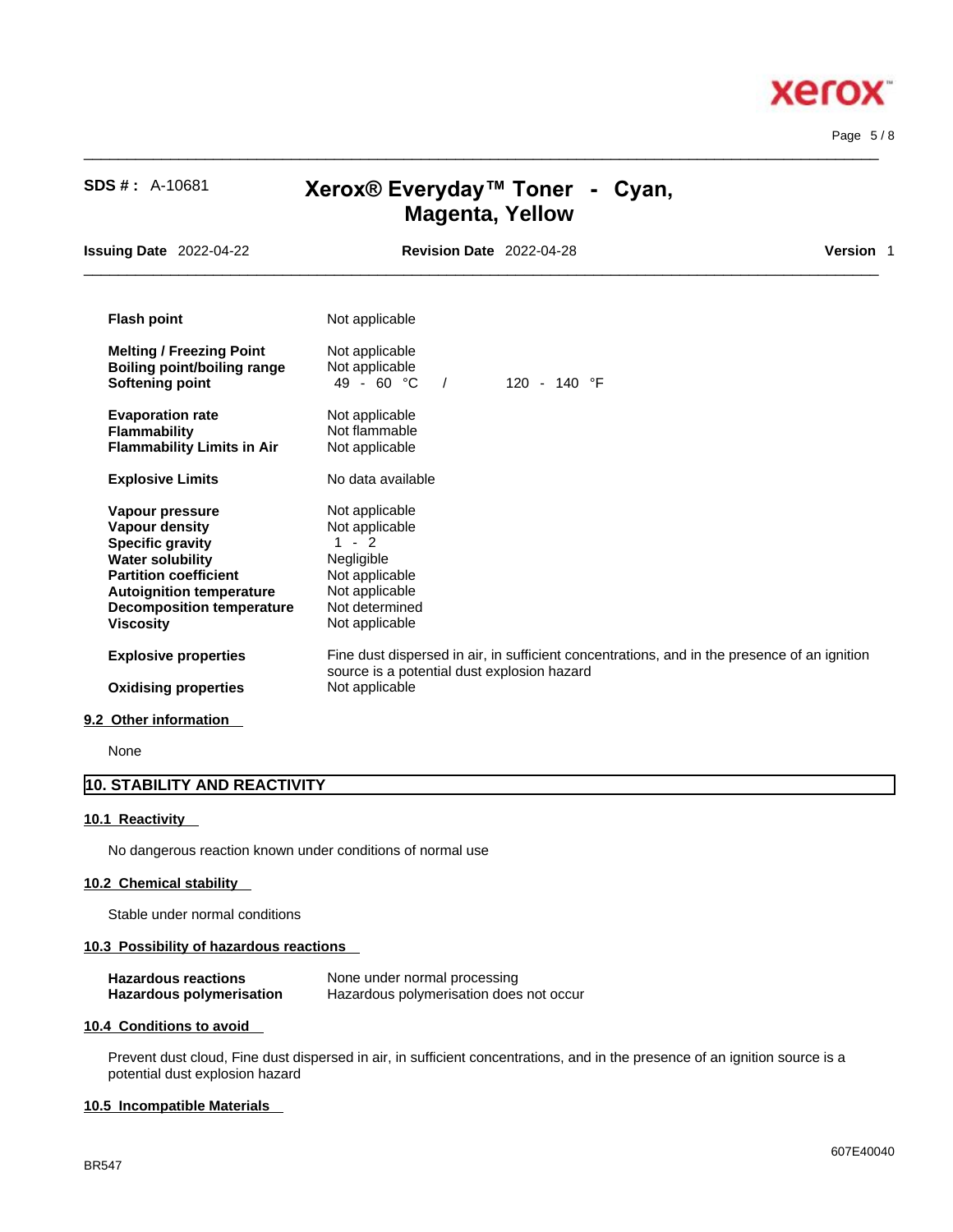| | |
|---|---|
| **Flash point** | Not applicable |
| **Melting / Freezing Point** | Not applicable |
| **Boiling point/boiling range** | Not applicable |
| **Softening point** | 49 - 60 °C / 120 - 140 °F |
| **Evaporation rate** | Not applicable |
| **Flammability** | Not flammable |
| **Flammability Limits in Air** | Not applicable |
| **Explosive Limits** | No data available |
| **Vapour pressure** | Not applicable |
| **Vapour density** | Not applicable |
| **Specific gravity** | 1 - 2 |
| **Water solubility** | Negligible |
| **Partition coefficient** | Not applicable |
| **Autoignition temperature** | Not applicable |
| **Decomposition temperature** | Not determined |
| **Viscosity** | Not applicable |
| **Explosive properties** | Fine dust dispersed in air, in sufficient concentrations, and in the presence of an ignition source is a potential dust explosion hazard |
| **Oxidising properties** | Not applicable |

### 9.2 Other information

None

## 10. STABILITY AND REACTIVITY

### 10.1 Reactivity

No dangerous reaction known under conditions of normal use

### 10.2 Chemical stability

Stable under normal conditions

### 10.3 Possibility of hazardous reactions

| | |
|---|---|
| **Hazardous reactions** | None under normal processing |
| **Hazardous polymerisation** | Hazardous polymerisation does not occur |

### 10.4 Conditions to avoid

Prevent dust cloud, Fine dust dispersed in air, in sufficient concentrations, and in the presence of an ignition source is a potential dust explosion hazard

### 10.5 Incompatible Materials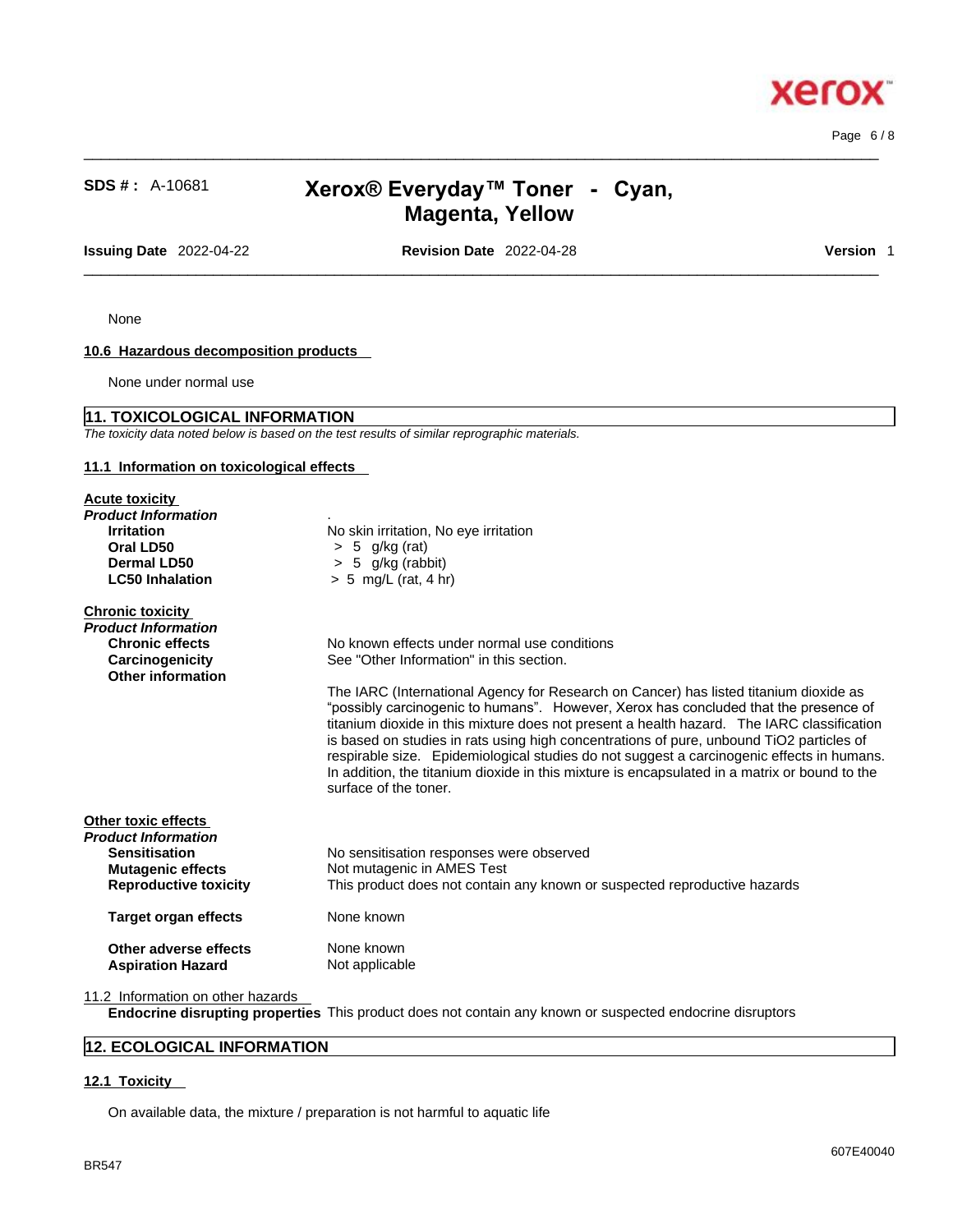None

### 10.6 Hazardous decomposition products

None under normal use

## 11. TOXICOLOGICAL INFORMATION

*The toxicity data noted below is based on the test results of similar reprographic materials.*

### 11.1 Information on toxicological effects

**Acute toxicity**

***Product Information***

| | |
|---|---|
| **Irritation** | No skin irritation, No eye irritation |
| **Oral LD50** | > 5 g/kg (rat) |
| **Dermal LD50** | > 5 g/kg (rabbit) |
| **LC50 Inhalation** | > 5 mg/L (rat, 4 hr) |

**Chronic toxicity**

***Product Information***

| | |
|---|---|
| **Chronic effects** | No known effects under normal use conditions |
| **Carcinogenicity** | See "Other Information" in this section. |
| **Other information** | The IARC (International Agency for Research on Cancer) has listed titanium dioxide as "possibly carcinogenic to humans". However, Xerox has concluded that the presence of titanium dioxide in this mixture does not present a health hazard. The IARC classification is based on studies in rats using high concentrations of pure, unbound $TiO_2$ particles of respirable size. Epidemiological studies do not suggest a carcinogenic effects in humans. In addition, the titanium dioxide in this mixture is encapsulated in a matrix or bound to the surface of the toner. |

**Other toxic effects**

***Product Information***

| | |
|---|---|
| **Sensitisation** | No sensitisation responses were observed |
| **Mutagenic effects** | Not mutagenic in AMES Test |
| **Reproductive toxicity** | This product does not contain any known or suspected reproductive hazards |
| **Target organ effects** | None known |
| **Other adverse effects** | None known |
| **Aspiration Hazard** | Not applicable |

11.2 Information on other hazards

**Endocrine disrupting properties** This product does not contain any known or suspected endocrine disruptors

## 12. ECOLOGICAL INFORMATION

### 12.1 Toxicity

On available data, the mixture / preparation is not harmful to aquatic life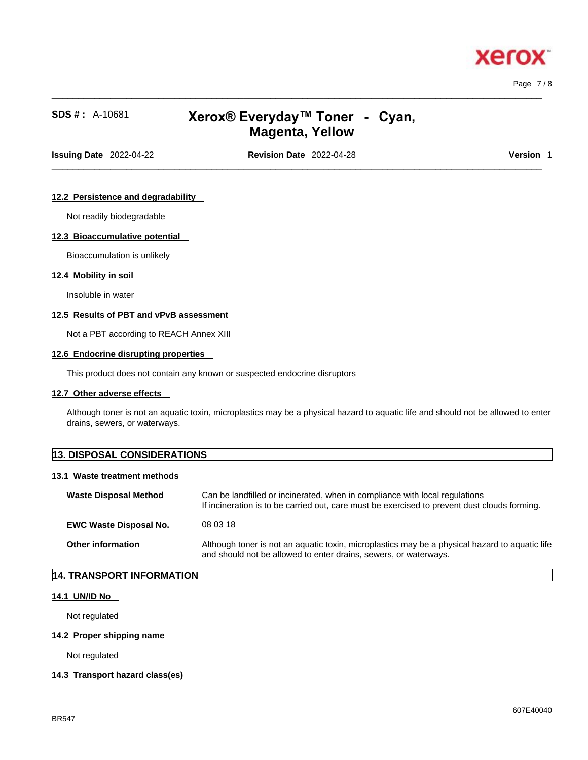#### 12.2 Persistence and degradability

Not readily biodegradable

#### 12.3 Bioaccumulative potential

Bioaccumulation is unlikely

#### 12.4 Mobility in soil

Insoluble in water

#### 12.5 Results of PBT and vPvB assessment

Not a PBT according to REACH Annex XIII

#### 12.6 Endocrine disrupting properties

This product does not contain any known or suspected endocrine disruptors

#### 12.7 Other adverse effects

Although toner is not an aquatic toxin, microplastics may be a physical hazard to aquatic life and should not be allowed to enter drains, sewers, or waterways.

## 13. DISPOSAL CONSIDERATIONS

#### 13.1 Waste treatment methods

**Waste Disposal Method**: Can be landfilled or incinerated, when in compliance with local regulations
If incineration is to be carried out, care must be exercised to prevent dust clouds forming.

**EWC Waste Disposal No.**: 08 03 18

**Other information**: Although toner is not an aquatic toxin, microplastics may be a physical hazard to aquatic life and should not be allowed to enter drains, sewers, or waterways.

## 14. TRANSPORT INFORMATION

#### 14.1 UN/ID No

Not regulated

#### 14.2 Proper shipping name

Not regulated

#### 14.3 Transport hazard class(es)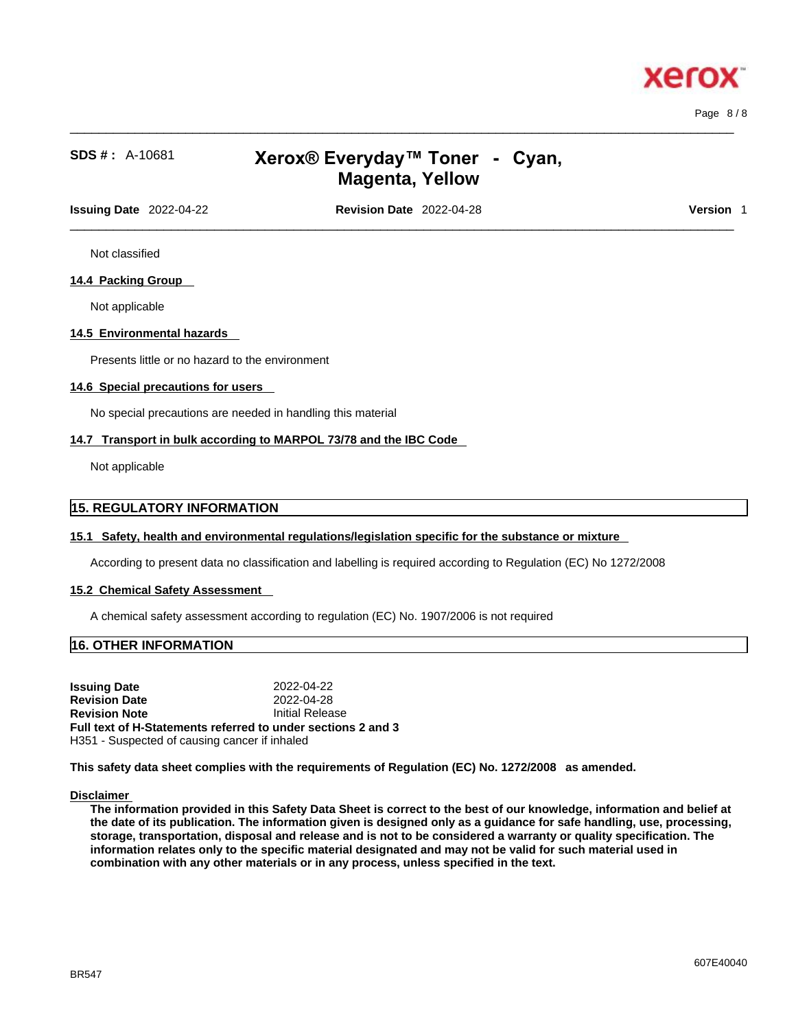Not classified

**14.4 Packing Group**

Not applicable

**14.5 Environmental hazards**

Presents little or no hazard to the environment

**14.6 Special precautions for users**

No special precautions are needed in handling this material

**14.7 Transport in bulk according to MARPOL 73/78 and the IBC Code**

Not applicable

## 15. REGULATORY INFORMATION

**15.1 Safety, health and environmental regulations/legislation specific for the substance or mixture**

According to present data no classification and labelling is required according to Regulation (EC) No 1272/2008

**15.2 Chemical Safety Assessment**

A chemical safety assessment according to regulation (EC) No. 1907/2006 is not required

## 16. OTHER INFORMATION

**Issuing Date** 2022-04-22
**Revision Date** 2022-04-28
**Revision Note** Initial Release
**Full text of H-Statements referred to under sections 2 and 3**
H351 - Suspected of causing cancer if inhaled

**This safety data sheet complies with the requirements of Regulation (EC) No. 1272/2008 as amended.**

**Disclaimer**

**The information provided in this Safety Data Sheet is correct to the best of our knowledge, information and belief at the date of its publication. The information given is designed only as a guidance for safe handling, use, processing, storage, transportation, disposal and release and is not to be considered a warranty or quality specification. The information relates only to the specific material designated and may not be valid for such material used in combination with any other materials or in any process, unless specified in the text.**